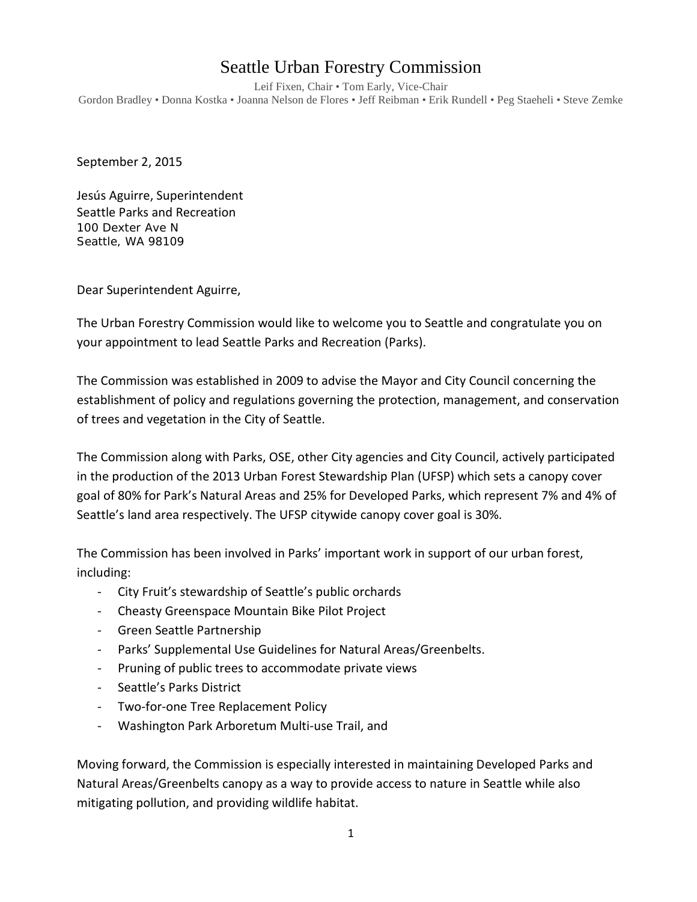# Seattle Urban Forestry Commission

Leif Fixen, Chair • Tom Early, Vice-Chair
Gordon Bradley • Donna Kostka • Joanna Nelson de Flores • Jeff Reibman • Erik Rundell • Peg Staeheli • Steve Zemke

September 2, 2015

Jesús Aguirre, Superintendent
Seattle Parks and Recreation
100 Dexter Ave N
Seattle, WA 98109

Dear Superintendent Aguirre,

The Urban Forestry Commission would like to welcome you to Seattle and congratulate you on your appointment to lead Seattle Parks and Recreation (Parks).

The Commission was established in 2009 to advise the Mayor and City Council concerning the establishment of policy and regulations governing the protection, management, and conservation of trees and vegetation in the City of Seattle.

The Commission along with Parks, OSE, other City agencies and City Council, actively participated in the production of the 2013 Urban Forest Stewardship Plan (UFSP) which sets a canopy cover goal of 80% for Park's Natural Areas and 25% for Developed Parks, which represent 7% and 4% of Seattle's land area respectively. The UFSP citywide canopy cover goal is 30%.

The Commission has been involved in Parks' important work in support of our urban forest, including:

- City Fruit's stewardship of Seattle's public orchards
- Cheasty Greenspace Mountain Bike Pilot Project
- Green Seattle Partnership
- Parks' Supplemental Use Guidelines for Natural Areas/Greenbelts.
- Pruning of public trees to accommodate private views
- Seattle's Parks District
- Two-for-one Tree Replacement Policy
- Washington Park Arboretum Multi-use Trail, and

Moving forward, the Commission is especially interested in maintaining Developed Parks and Natural Areas/Greenbelts canopy as a way to provide access to nature in Seattle while also mitigating pollution, and providing wildlife habitat.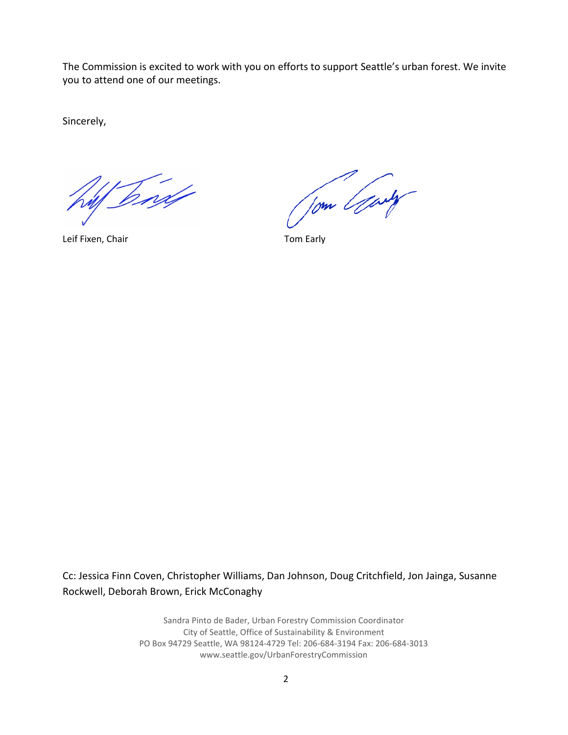The Commission is excited to work with you on efforts to support Seattle's urban forest. We invite you to attend one of our meetings.

Sincerely,

Leif Fixen, Chair

Tom Early

Cc: Jessica Finn Coven, Christopher Williams, Dan Johnson, Doug Critchfield, Jon Jainga, Susanne Rockwell, Deborah Brown, Erick McConaghy

Sandra Pinto de Bader, Urban Forestry Commission Coordinator
City of Seattle, Office of Sustainability & Environment
PO Box 94729 Seattle, WA 98124-4729 Tel: 206-684-3194 Fax: 206-684-3013
www.seattle.gov/UrbanForestryCommission